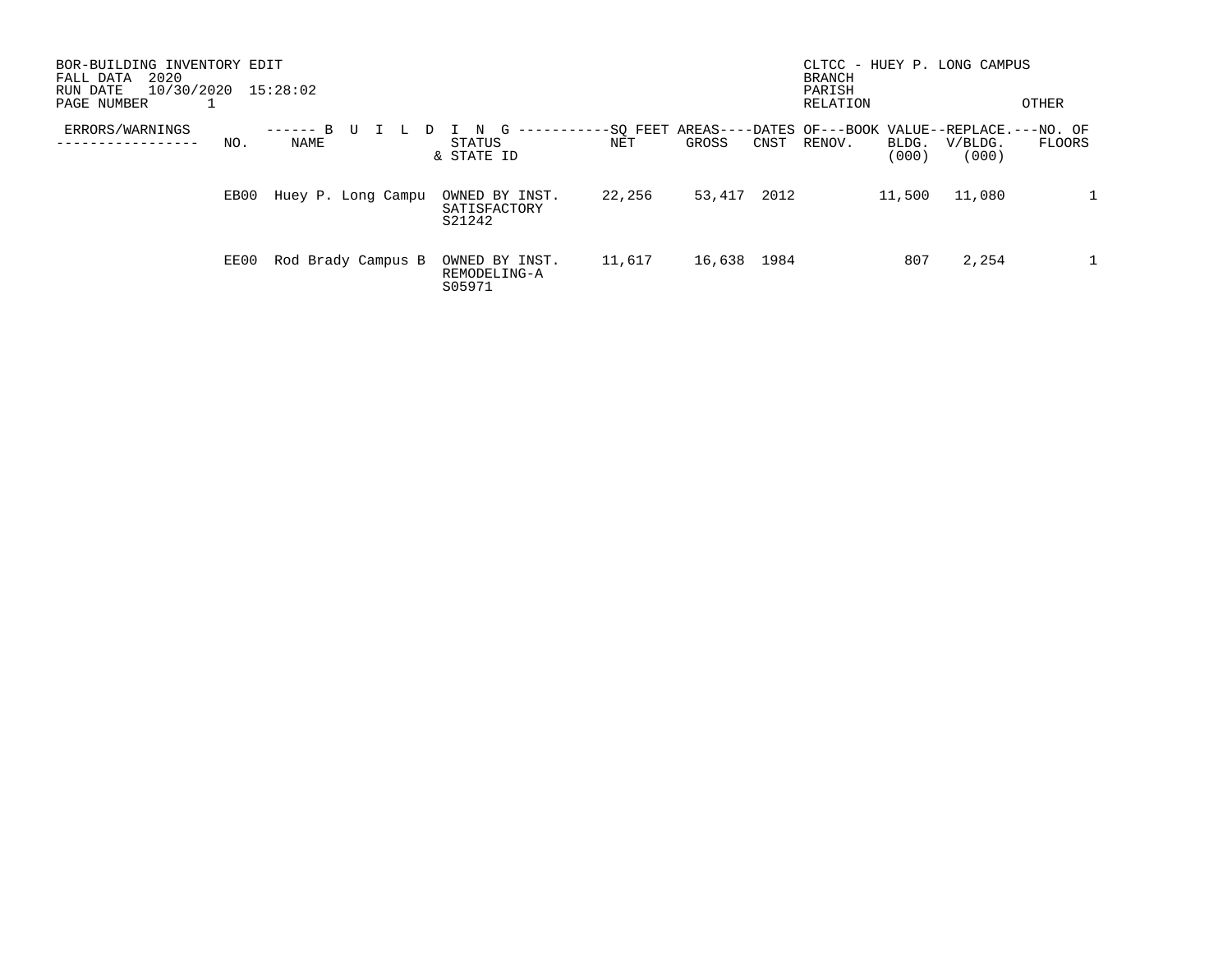BOR-BUILDING INVENTORY EDIT
FALL DATA 2020
RUN DATE 10/30/2020 15:28:02
PAGE NUMBER 1

CLTCC - HUEY P. LONG CAMPUS
BRANCH
PARISH
RELATION OTHER

| ERRORS/WARNINGS | NO. | BUILDING NAME | STATUS & STATE ID | SQ FEET AREAS NET | SQ FEET AREAS GROSS | DATES OF CNST | DATES OF RENOV. | BOOK VALUE BLDG. (000) | REPLACE. V/BLDG. (000) | NO. OF FLOORS |
|---|---|---|---|---|---|---|---|---|---|---|
| | EB00 | Huey P. Long Campu | OWNED BY INST. SATISFACTORY S21242 | 22,256 | 53,417 | 2012 | | 11,500 | 11,080 | 1 |
| | EE00 | Rod Brady Campus B | OWNED BY INST. REMODELING-A S05971 | 11,617 | 16,638 | 1984 | | 807 | 2,254 | 1 |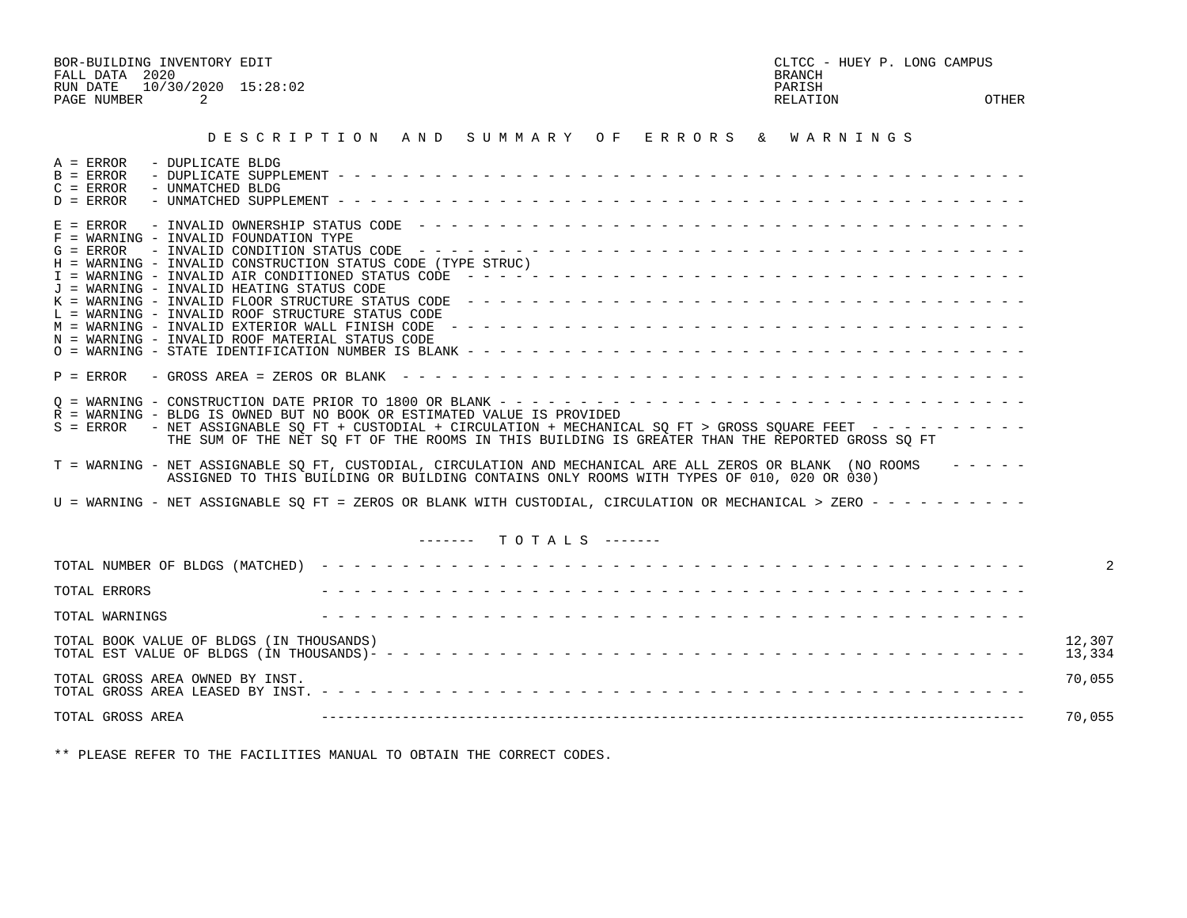BOR-BUILDING INVENTORY EDIT
FALL DATA 2020
RUN DATE 10/30/2020 15:28:02

CLTCC - HUEY P. LONG CAMPUS
BRANCH
PARISH
RELATION OTHER

## D E S C R I P T I O N A N D S U M M A R Y O F E R R O R S & W A R N I N G S

A = ERROR - DUPLICATE BLDG
B = ERROR - DUPLICATE SUPPLEMENT
C = ERROR - UNMATCHED BLDG
D = ERROR - UNMATCHED SUPPLEMENT

E = ERROR - INVALID OWNERSHIP STATUS CODE
F = WARNING - INVALID FOUNDATION TYPE
G = ERROR - INVALID CONDITION STATUS CODE
H = WARNING - INVALID CONSTRUCTION STATUS CODE (TYPE STRUC)
I = WARNING - INVALID AIR CONDITIONED STATUS CODE
J = WARNING - INVALID HEATING STATUS CODE
K = WARNING - INVALID FLOOR STRUCTURE STATUS CODE
L = WARNING - INVALID ROOF STRUCTURE STATUS CODE
M = WARNING - INVALID EXTERIOR WALL FINISH CODE
N = WARNING - INVALID ROOF MATERIAL STATUS CODE
O = WARNING - STATE IDENTIFICATION NUMBER IS BLANK

P = ERROR - GROSS AREA = ZEROS OR BLANK

Q = WARNING - CONSTRUCTION DATE PRIOR TO 1800 OR BLANK
R = WARNING - BLDG IS OWNED BUT NO BOOK OR ESTIMATED VALUE IS PROVIDED
S = ERROR - NET ASSIGNABLE SQ FT + CUSTODIAL + CIRCULATION + MECHANICAL SQ FT > GROSS SQUARE FEET
THE SUM OF THE NET SQ FT OF THE ROOMS IN THIS BUILDING IS GREATER THAN THE REPORTED GROSS SQ FT

T = WARNING - NET ASSIGNABLE SQ FT, CUSTODIAL, CIRCULATION AND MECHANICAL ARE ALL ZEROS OR BLANK (NO ROOMS ASSIGNED TO THIS BUILDING OR BUILDING CONTAINS ONLY ROOMS WITH TYPES OF 010, 020 OR 030)

U = WARNING - NET ASSIGNABLE SQ FT = ZEROS OR BLANK WITH CUSTODIAL, CIRCULATION OR MECHANICAL > ZERO

## ------- T O T A L S -------

| | |
|---|---|
| TOTAL NUMBER OF BLDGS (MATCHED) | 2 |
| TOTAL ERRORS | |
| TOTAL WARNINGS | |
| TOTAL BOOK VALUE OF BLDGS (IN THOUSANDS) | 12,307 |
| TOTAL EST VALUE OF BLDGS (IN THOUSANDS) | 13,334 |
| TOTAL GROSS AREA OWNED BY INST. | 70,055 |
| TOTAL GROSS AREA LEASED BY INST. | |
| TOTAL GROSS AREA | 70,055 |

** PLEASE REFER TO THE FACILITIES MANUAL TO OBTAIN THE CORRECT CODES.